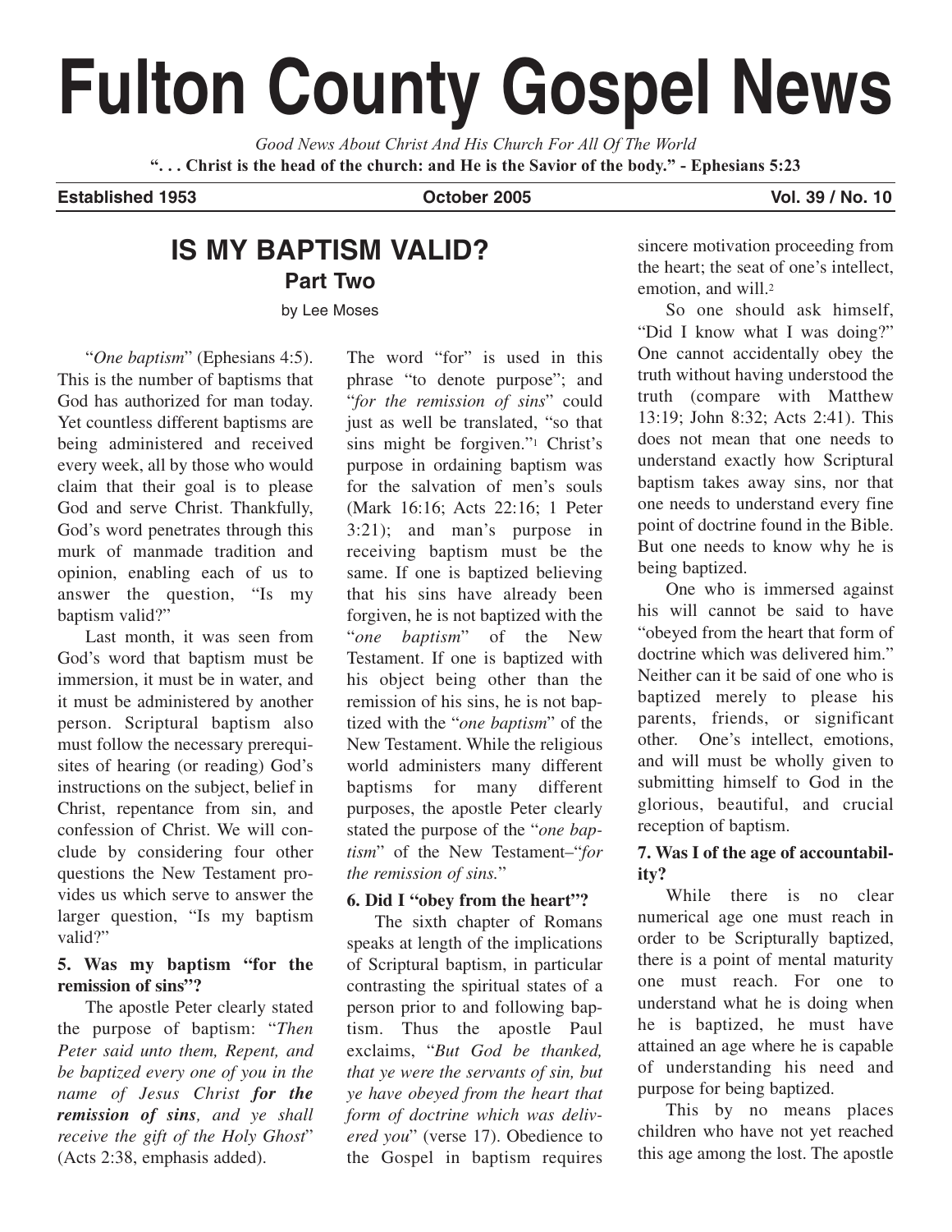# Fulton County Gospel News

*Good News About Christ And His Church For All Of The World*

**". . . Christ is the head of the church: and He is the Savior of the body." - Ephesians 5:23**

**Established 1953** | **October 2005** | **Vol. 39 / No. 10**

## IS MY BAPTISM VALID?
### Part Two

by Lee Moses

"*One baptism*" (Ephesians 4:5). This is the number of baptisms that God has authorized for man today. Yet countless different baptisms are being administered and received every week, all by those who would claim that their goal is to please God and serve Christ. Thankfully, God's word penetrates through this murk of manmade tradition and opinion, enabling each of us to answer the question, "Is my baptism valid?"

Last month, it was seen from God's word that baptism must be immersion, it must be in water, and it must be administered by another person. Scriptural baptism also must follow the necessary prerequisites of hearing (or reading) God's instructions on the subject, belief in Christ, repentance from sin, and confession of Christ. We will conclude by considering four other questions the New Testament provides us which serve to answer the larger question, "Is my baptism valid?"

**5. Was my baptism "for the remission of sins"?**

The apostle Peter clearly stated the purpose of baptism: "*Then Peter said unto them, Repent, and be baptized every one of you in the name of Jesus Christ **for the remission of sins**, and ye shall receive the gift of the Holy Ghost*" (Acts 2:38, emphasis added). The word "for" is used in this phrase "to denote purpose"; and "*for the remission of sins*" could just as well be translated, "so that sins might be forgiven."[1] Christ's purpose in ordaining baptism was for the salvation of men's souls (Mark 16:16; Acts 22:16; 1 Peter 3:21); and man's purpose in receiving baptism must be the same. If one is baptized believing that his sins have already been forgiven, he is not baptized with the "*one baptism*" of the New Testament. If one is baptized with his object being other than the remission of his sins, he is not baptized with the "*one baptism*" of the New Testament. While the religious world administers many different baptisms for many different purposes, the apostle Peter clearly stated the purpose of the "*one baptism*" of the New Testament–"*for the remission of sins.*"

**6. Did I "obey from the heart"?**

The sixth chapter of Romans speaks at length of the implications of Scriptural baptism, in particular contrasting the spiritual states of a person prior to and following baptism. Thus the apostle Paul exclaims, "*But God be thanked, that ye were the servants of sin, but ye have obeyed from the heart that form of doctrine which was delivered you*" (verse 17). Obedience to the Gospel in baptism requires sincere motivation proceeding from the heart; the seat of one's intellect, emotion, and will.[2]

So one should ask himself, "Did I know what I was doing?" One cannot accidentally obey the truth without having understood the truth (compare with Matthew 13:19; John 8:32; Acts 2:41). This does not mean that one needs to understand exactly how Scriptural baptism takes away sins, nor that one needs to understand every fine point of doctrine found in the Bible. But one needs to know why he is being baptized.

One who is immersed against his will cannot be said to have "obeyed from the heart that form of doctrine which was delivered him." Neither can it be said of one who is baptized merely to please his parents, friends, or significant other. One's intellect, emotions, and will must be wholly given to submitting himself to God in the glorious, beautiful, and crucial reception of baptism.

**7. Was I of the age of accountability?**

While there is no clear numerical age one must reach in order to be Scripturally baptized, there is a point of mental maturity one must reach. For one to understand what he is doing when he is baptized, he must have attained an age where he is capable of understanding his need and purpose for being baptized.

This by no means places children who have not yet reached this age among the lost. The apostle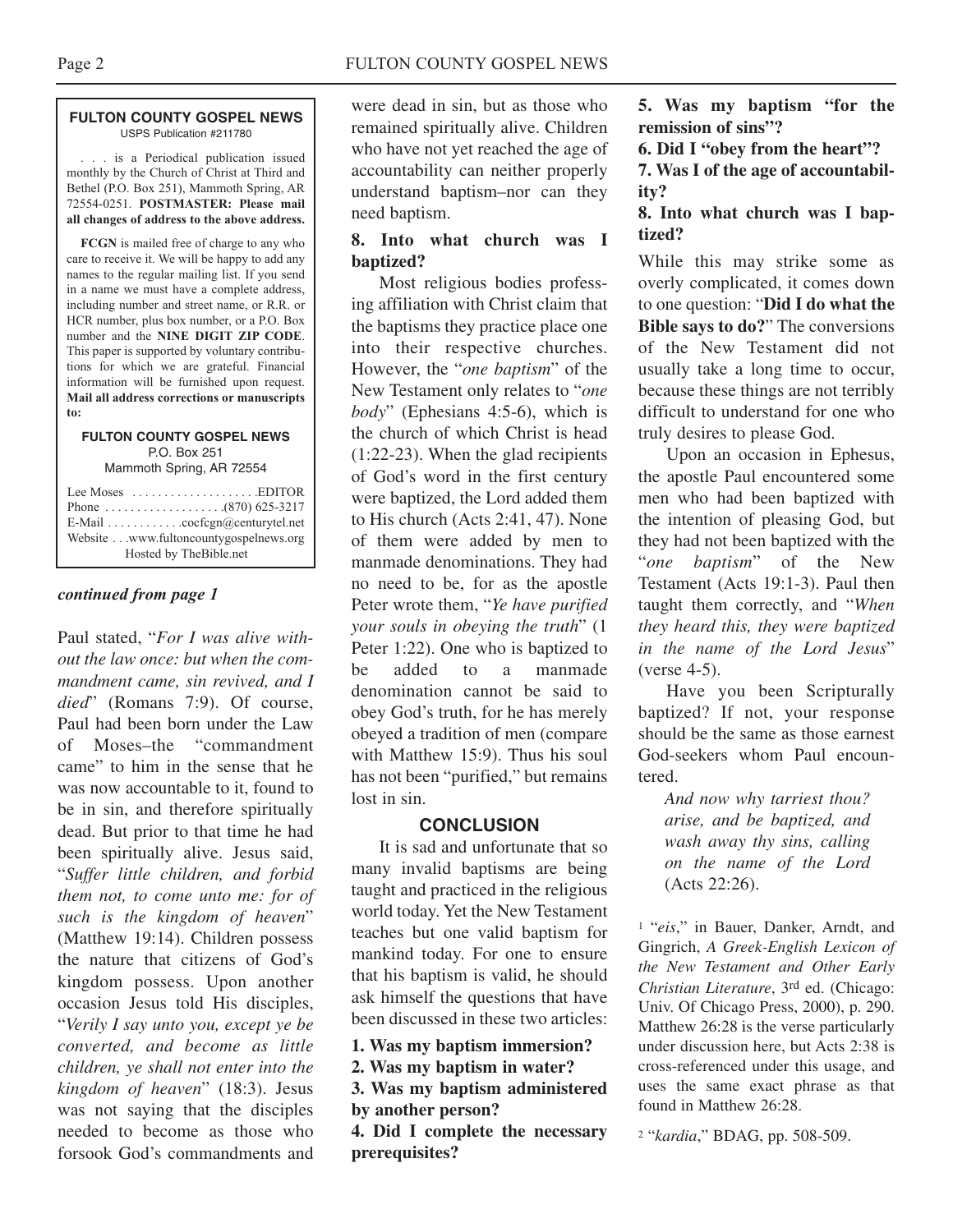**FULTON COUNTY GOSPEL NEWS**
USPS Publication #211780

. . . is a Periodical publication issued monthly by the Church of Christ at Third and Bethel (P.O. Box 251), Mammoth Spring, AR 72554-0251. **POSTMASTER: Please mail all changes of address to the above address.**

**FCGN** is mailed free of charge to any who care to receive it. We will be happy to add any names to the regular mailing list. If you send in a name we must have a complete address, including number and street name, or R.R. or HCR number, plus box number, or a P.O. Box number and the **NINE DIGIT ZIP CODE**. This paper is supported by voluntary contributions for which we are grateful. Financial information will be furnished upon request. **Mail all address corrections or manuscripts to:**

**FULTON COUNTY GOSPEL NEWS**
P.O. Box 251
Mammoth Spring, AR 72554

Lee Moses . . . . . . . . . . . . . . . . . . . .EDITOR
Phone . . . . . . . . . . . . . . . . . . .(870) 625-3217
E-Mail . . . . . . . . . . . .cocfcgn@centurytel.net
Website . . .www.fultoncountygospelnews.org
Hosted by TheBible.net

***continued from page 1***

Paul stated, "*For I was alive without the law once: but when the commandment came, sin revived, and I died*" (Romans 7:9). Of course, Paul had been born under the Law of Moses–the "commandment came" to him in the sense that he was now accountable to it, found to be in sin, and therefore spiritually dead. But prior to that time he had been spiritually alive. Jesus said, "*Suffer little children, and forbid them not, to come unto me: for of such is the kingdom of heaven*" (Matthew 19:14). Children possess the nature that citizens of God's kingdom possess. Upon another occasion Jesus told His disciples, "*Verily I say unto you, except ye be converted, and become as little children, ye shall not enter into the kingdom of heaven*" (18:3). Jesus was not saying that the disciples needed to become as those who forsook God's commandments and were dead in sin, but as those who remained spiritually alive. Children who have not yet reached the age of accountability can neither properly understand baptism–nor can they need baptism.

### 8. Into what church was I baptized?

Most religious bodies professing affiliation with Christ claim that the baptisms they practice place one into their respective churches. However, the "*one baptism*" of the New Testament only relates to "*one body*" (Ephesians 4:5-6), which is the church of which Christ is head (1:22-23). When the glad recipients of God's word in the first century were baptized, the Lord added them to His church (Acts 2:41, 47). None of them were added by men to manmade denominations. They had no need to be, for as the apostle Peter wrote them, "*Ye have purified your souls in obeying the truth*" (1 Peter 1:22). One who is baptized to be added to a manmade denomination cannot be said to obey God's truth, for he has merely obeyed a tradition of men (compare with Matthew 15:9). Thus his soul has not been "purified," but remains lost in sin.

## CONCLUSION

It is sad and unfortunate that so many invalid baptisms are being taught and practiced in the religious world today. Yet the New Testament teaches but one valid baptism for mankind today. For one to ensure that his baptism is valid, he should ask himself the questions that have been discussed in these two articles:

**1. Was my baptism immersion?**
**2. Was my baptism in water?**
**3. Was my baptism administered by another person?**
**4. Did I complete the necessary prerequisites?**
**5. Was my baptism "for the remission of sins"?**
**6. Did I "obey from the heart"?**
**7. Was I of the age of accountability?**
**8. Into what church was I baptized?**

While this may strike some as overly complicated, it comes down to one question: "**Did I do what the Bible says to do?**" The conversions of the New Testament did not usually take a long time to occur, because these things are not terribly difficult to understand for one who truly desires to please God.

Upon an occasion in Ephesus, the apostle Paul encountered some men who had been baptized with the intention of pleasing God, but they had not been baptized with the "*one baptism*" of the New Testament (Acts 19:1-3). Paul then taught them correctly, and "*When they heard this, they were baptized in the name of the Lord Jesus*" (verse 4-5).

Have you been Scripturally baptized? If not, your response should be the same as those earnest God-seekers whom Paul encountered.

> *And now why tarriest thou? arise, and be baptized, and wash away thy sins, calling on the name of the Lord* (Acts 22:26).

[1] "*eis*," in Bauer, Danker, Arndt, and Gingrich, *A Greek-English Lexicon of the New Testament and Other Early Christian Literature*, 3rd ed. (Chicago: Univ. Of Chicago Press, 2000), p. 290. Matthew 26:28 is the verse particularly under discussion here, but Acts 2:38 is cross-referenced under this usage, and uses the same exact phrase as that found in Matthew 26:28.

[2] "*kardia*," BDAG, pp. 508-509.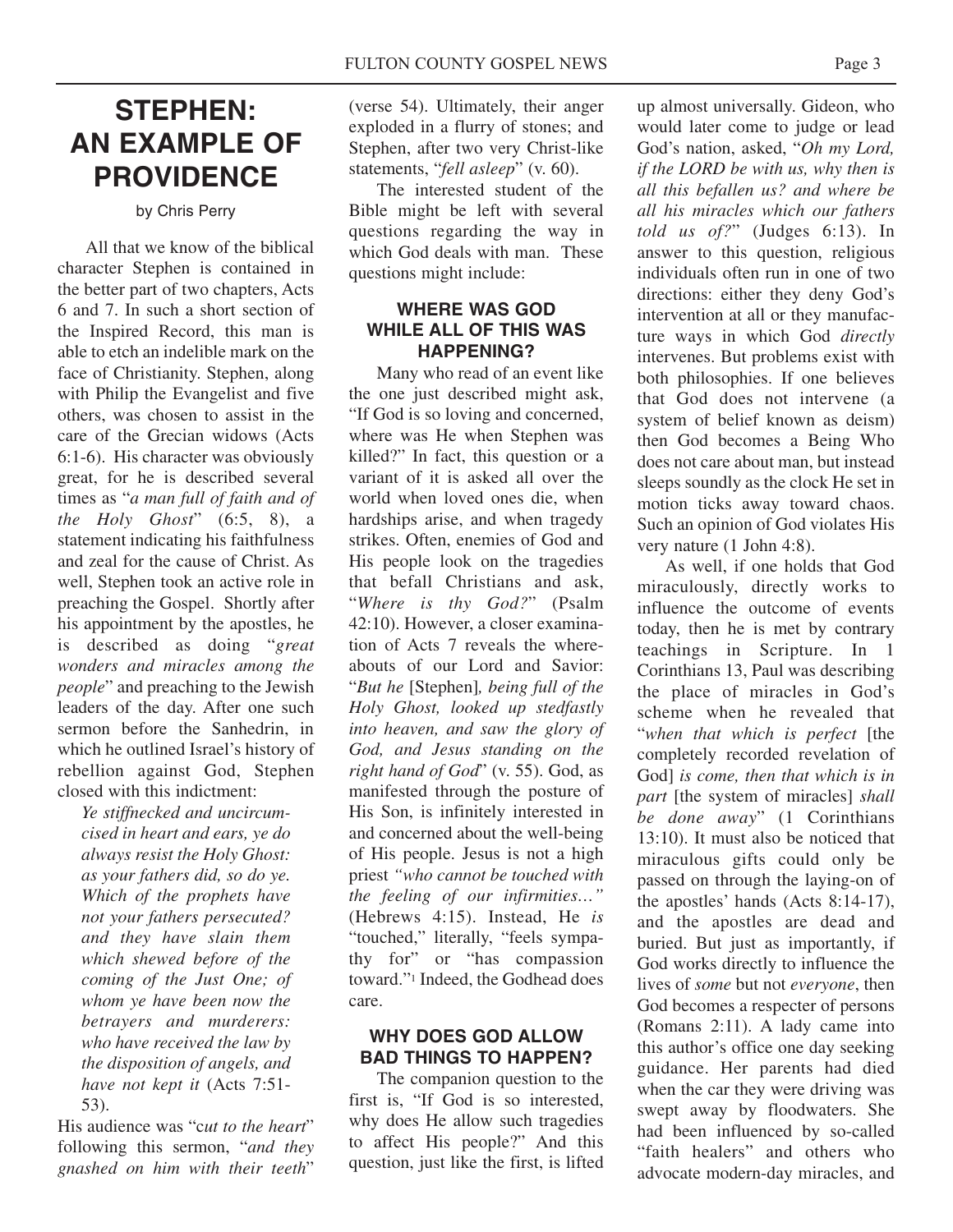# STEPHEN: AN EXAMPLE OF PROVIDENCE

by Chris Perry

All that we know of the biblical character Stephen is contained in the better part of two chapters, Acts 6 and 7. In such a short section of the Inspired Record, this man is able to etch an indelible mark on the face of Christianity. Stephen, along with Philip the Evangelist and five others, was chosen to assist in the care of the Grecian widows (Acts 6:1-6). His character was obviously great, for he is described several times as "*a man full of faith and of the Holy Ghost*" (6:5, 8), a statement indicating his faithfulness and zeal for the cause of Christ. As well, Stephen took an active role in preaching the Gospel. Shortly after his appointment by the apostles, he is described as doing "*great wonders and miracles among the people*" and preaching to the Jewish leaders of the day. After one such sermon before the Sanhedrin, in which he outlined Israel's history of rebellion against God, Stephen closed with this indictment:

> *Ye stiffnecked and uncircumcised in heart and ears, ye do always resist the Holy Ghost: as your fathers did, so do ye. Which of the prophets have not your fathers persecuted? and they have slain them which shewed before of the coming of the Just One; of whom ye have been now the betrayers and murderers: who have received the law by the disposition of angels, and have not kept it* (Acts 7:51-53).

His audience was "c*ut to the heart*" following this sermon, "*and they gnashed on him with their teeth*" (verse 54). Ultimately, their anger exploded in a flurry of stones; and Stephen, after two very Christ-like statements, "*fell asleep*" (v. 60).

The interested student of the Bible might be left with several questions regarding the way in which God deals with man. These questions might include:

### WHERE WAS GOD WHILE ALL OF THIS WAS HAPPENING?

Many who read of an event like the one just described might ask, "If God is so loving and concerned, where was He when Stephen was killed?" In fact, this question or a variant of it is asked all over the world when loved ones die, when hardships arise, and when tragedy strikes. Often, enemies of God and His people look on the tragedies that befall Christians and ask, "*Where is thy God?*" (Psalm 42:10). However, a closer examination of Acts 7 reveals the whereabouts of our Lord and Savior: "*But he* [Stephen]*, being full of the Holy Ghost, looked up stedfastly into heaven, and saw the glory of God, and Jesus standing on the right hand of God*" (v. 55). God, as manifested through the posture of His Son, is infinitely interested in and concerned about the well-being of His people. Jesus is not a high priest *"who cannot be touched with the feeling of our infirmities…"* (Hebrews 4:15). Instead, He *is* "touched," literally, "feels sympathy for" or "has compassion toward."[1] Indeed, the Godhead does care.

### WHY DOES GOD ALLOW BAD THINGS TO HAPPEN?

The companion question to the first is, "If God is so interested, why does He allow such tragedies to affect His people?" And this question, just like the first, is lifted up almost universally. Gideon, who would later come to judge or lead God's nation, asked, "*Oh my Lord, if the LORD be with us, why then is all this befallen us? and where be all his miracles which our fathers told us of?*" (Judges 6:13). In answer to this question, religious individuals often run in one of two directions: either they deny God's intervention at all or they manufacture ways in which God *directly* intervenes. But problems exist with both philosophies. If one believes that God does not intervene (a system of belief known as deism) then God becomes a Being Who does not care about man, but instead sleeps soundly as the clock He set in motion ticks away toward chaos. Such an opinion of God violates His very nature (1 John 4:8).

As well, if one holds that God miraculously, directly works to influence the outcome of events today, then he is met by contrary teachings in Scripture. In 1 Corinthians 13, Paul was describing the place of miracles in God's scheme when he revealed that "*when that which is perfect* [the completely recorded revelation of God] *is come, then that which is in part* [the system of miracles] *shall be done away*" (1 Corinthians 13:10). It must also be noticed that miraculous gifts could only be passed on through the laying-on of the apostles' hands (Acts 8:14-17), and the apostles are dead and buried. But just as importantly, if God works directly to influence the lives of *some* but not *everyone*, then God becomes a respecter of persons (Romans 2:11). A lady came into this author's office one day seeking guidance. Her parents had died when the car they were driving was swept away by floodwaters. She had been influenced by so-called "faith healers" and others who advocate modern-day miracles, and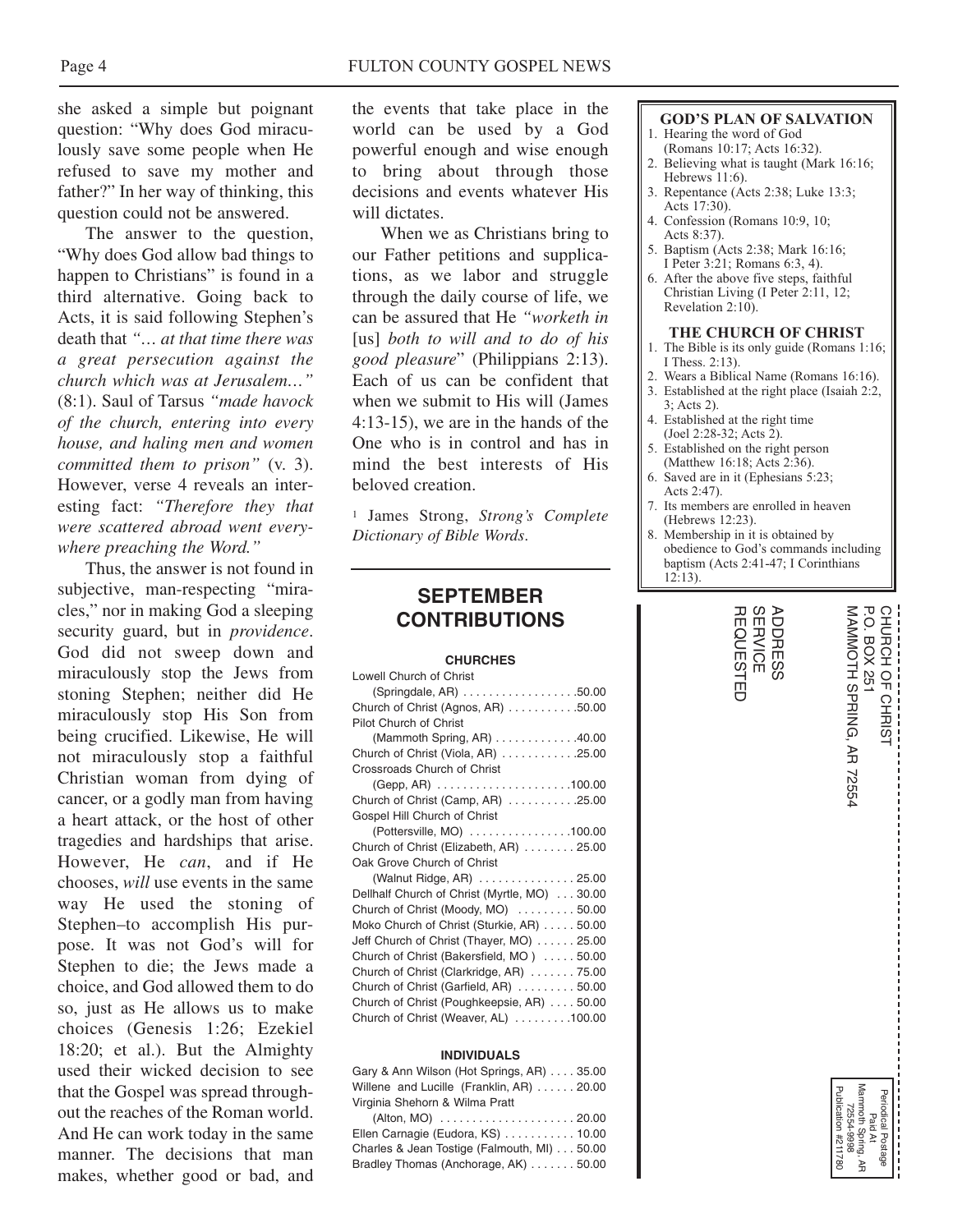she asked a simple but poignant question: "Why does God miraculously save some people when He refused to save my mother and father?" In her way of thinking, this question could not be answered.

The answer to the question, "Why does God allow bad things to happen to Christians" is found in a third alternative. Going back to Acts, it is said following Stephen's death that *"… at that time there was a great persecution against the church which was at Jerusalem…"* (8:1). Saul of Tarsus *"made havock of the church, entering into every house, and haling men and women committed them to prison"* (v. 3). However, verse 4 reveals an interesting fact: *"Therefore they that were scattered abroad went everywhere preaching the Word."*

Thus, the answer is not found in subjective, man-respecting "miracles," nor in making God a sleeping security guard, but in *providence*. God did not sweep down and miraculously stop the Jews from stoning Stephen; neither did He miraculously stop His Son from being crucified. Likewise, He will not miraculously stop a faithful Christian woman from dying of cancer, or a godly man from having a heart attack, or the host of other tragedies and hardships that arise. However, He *can*, and if He chooses, *will* use events in the same way He used the stoning of Stephen–to accomplish His purpose. It was not God's will for Stephen to die; the Jews made a choice, and God allowed them to do so, just as He allows us to make choices (Genesis 1:26; Ezekiel 18:20; et al.). But the Almighty used their wicked decision to see that the Gospel was spread throughout the reaches of the Roman world. And He can work today in the same manner. The decisions that man makes, whether good or bad, and the events that take place in the world can be used by a God powerful enough and wise enough to bring about through those decisions and events whatever His will dictates.

When we as Christians bring to our Father petitions and supplications, as we labor and struggle through the daily course of life, we can be assured that He *"worketh in* [us] *both to will and to do of his good pleasure"* (Philippians 2:13). Each of us can be confident that when we submit to His will (James 4:13-15), we are in the hands of the One who is in control and has in mind the best interests of His beloved creation.

[1] James Strong, *Strong's Complete Dictionary of Bible Words*.

## SEPTEMBER CONTRIBUTIONS

### CHURCHES

| | |
|---|---|
| Lowell Church of Christ (Springdale, AR) | 50.00 |
| Church of Christ (Agnos, AR) | 50.00 |
| Pilot Church of Christ (Mammoth Spring, AR) | 40.00 |
| Church of Christ (Viola, AR) | 25.00 |
| Crossroads Church of Christ (Gepp, AR) | 100.00 |
| Church of Christ (Camp, AR) | 25.00 |
| Gospel Hill Church of Christ (Pottersville, MO) | 100.00 |
| Church of Christ (Elizabeth, AR) | 25.00 |
| Oak Grove Church of Christ (Walnut Ridge, AR) | 25.00 |
| Dellhalf Church of Christ (Myrtle, MO) | 30.00 |
| Church of Christ (Moody, MO) | 50.00 |
| Moko Church of Christ (Sturkie, AR) | 50.00 |
| Jeff Church of Christ (Thayer, MO) | 25.00 |
| Church of Christ (Bakersfield, MO ) | 50.00 |
| Church of Christ (Clarkridge, AR) | 75.00 |
| Church of Christ (Garfield, AR) | 50.00 |
| Church of Christ (Poughkeepsie, AR) | 50.00 |
| Church of Christ (Weaver, AL) | 100.00 |

### INDIVIDUALS

| | |
|---|---|
| Gary & Ann Wilson (Hot Springs, AR) | 35.00 |
| Willene and Lucille (Franklin, AR) | 20.00 |
| Virginia Shehorn & Wilma Pratt (Alton, MO) | 20.00 |
| Ellen Carnagie (Eudora, KS) | 10.00 |
| Charles & Jean Tostige (Falmouth, MI) | 50.00 |
| Bradley Thomas (Anchorage, AK) | 50.00 |

### GOD'S PLAN OF SALVATION

1. Hearing the word of God (Romans 10:17; Acts 16:32).
2. Believing what is taught (Mark 16:16; Hebrews 11:6).
3. Repentance (Acts 2:38; Luke 13:3; Acts 17:30).
4. Confession (Romans 10:9, 10; Acts 8:37).
5. Baptism (Acts 2:38; Mark 16:16; I Peter 3:21; Romans 6:3, 4).
6. After the above five steps, faithful Christian Living (I Peter 2:11, 12; Revelation 2:10).

### THE CHURCH OF CHRIST

1. The Bible is its only guide (Romans 1:16; I Thess. 2:13).
2. Wears a Biblical Name (Romans 16:16).
3. Established at the right place (Isaiah 2:2, 3; Acts 2).
4. Established at the right time (Joel 2:28-32; Acts 2).
5. Established on the right person (Matthew 16:18; Acts 2:36).
6. Saved are in it (Ephesians 5:23; Acts 2:47).
7. Its members are enrolled in heaven (Hebrews 12:23).
8. Membership in it is obtained by obedience to God's commands including baptism (Acts 2:41-47; I Corinthians 12:13).

CHURCH OF CHRIST
P.O. BOX 251
MAMMOTH SPRING, AR 72554

ADDRESS SERVICE REQUESTED

Periodical Postage Paid At Mammoth Spring, AR 72554-9998 Publication #211780